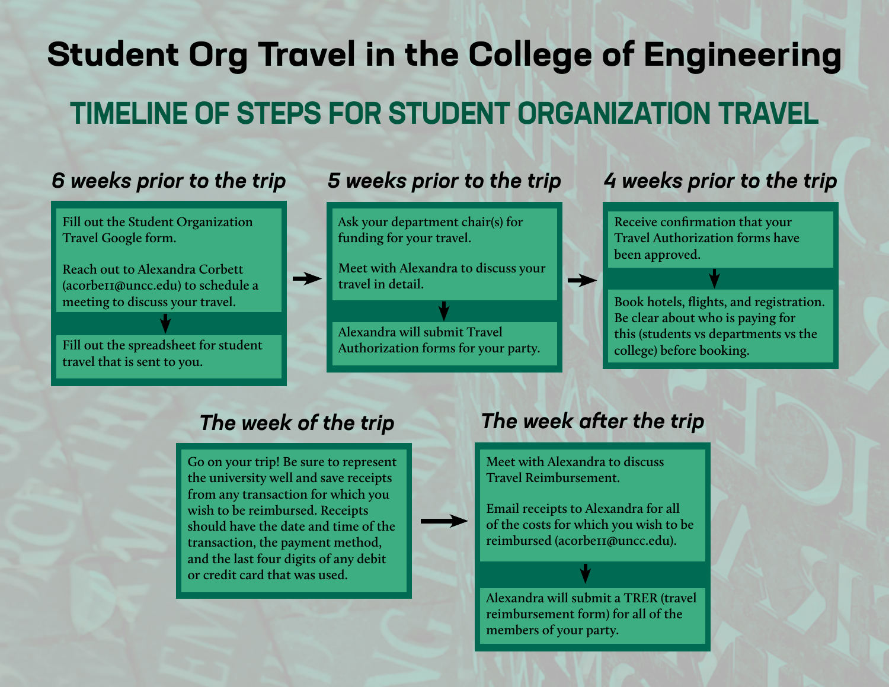# Student Org Travel in the College of Engineering

## TIMELINE OF STEPS FOR STUDENT ORGANIZATION TRAVEL

### *6 weeks prior to the trip*

Fill out the Student Organization Travel Google form.

Reach out to Alexandra Corbett (acorbe11@uncc.edu) to schedule a meeting to discuss your travel.

↓

Fill out the spreadsheet for student travel that is sent to you.

→

### *5 weeks prior to the trip*

Ask your department chair(s) for funding for your travel.

Meet with Alexandra to discuss your travel in detail.

↓

Alexandra will submit Travel Authorization forms for your party.

→

### *4 weeks prior to the trip*

Receive confirmation that your Travel Authorization forms have been approved.

↓

Book hotels, flights, and registration. Be clear about who is paying for this (students vs departments vs the college) before booking.

### *The week of the trip*

Go on your trip! Be sure to represent the university well and save receipts from any transaction for which you wish to be reimbursed. Receipts should have the date and time of the transaction, the payment method, and the last four digits of any debit or credit card that was used.

→

### *The week after the trip*

Meet with Alexandra to discuss Travel Reimbursement.

Email receipts to Alexandra for all of the costs for which you wish to be reimbursed (acorbe11@uncc.edu).

↓

Alexandra will submit a TRER (travel reimbursement form) for all of the members of your party.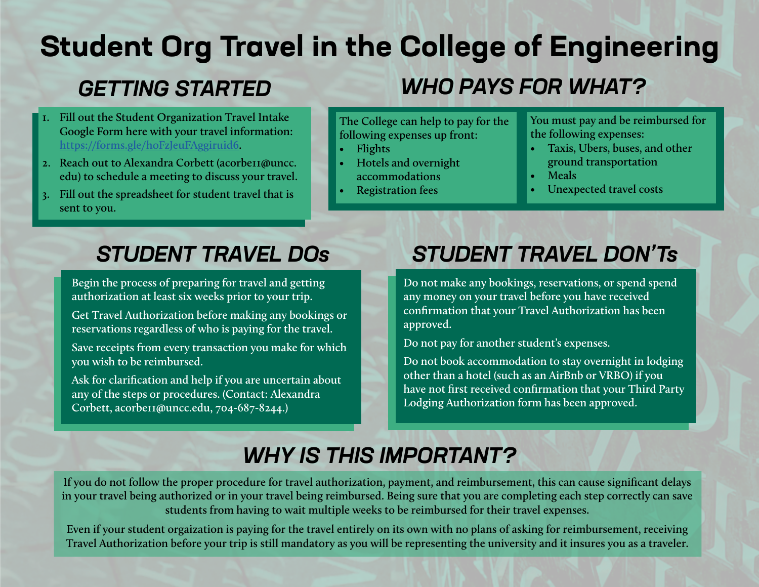# Student Org Travel in the College of Engineering

## GETTING STARTED

1. Fill out the Student Organization Travel Intake Google Form here with your travel information: [https://forms.gle/hoFzJeuFAggiruid6](https://forms.gle/hoFzJeuFAggiruid6).
2. Reach out to Alexandra Corbett (acorbe11@uncc.edu) to schedule a meeting to discuss your travel.
3. Fill out the spreadsheet for student travel that is sent to you.

## WHO PAYS FOR WHAT?

The College can help to pay for the following expenses up front:

- Flights
- Hotels and overnight accommodations
- Registration fees

You must pay and be reimbursed for the following expenses:

- Taxis, Ubers, buses, and other ground transportation
- Meals
- Unexpected travel costs

## STUDENT TRAVEL DOs

Begin the process of preparing for travel and getting authorization at least six weeks prior to your trip.

Get Travel Authorization before making any bookings or reservations regardless of who is paying for the travel.

Save receipts from every transaction you make for which you wish to be reimbursed.

Ask for clarification and help if you are uncertain about any of the steps or procedures. (Contact: Alexandra Corbett, acorbe11@uncc.edu, 704-687-8244.)

## STUDENT TRAVEL DON'Ts

Do not make any bookings, reservations, or spend spend any money on your travel before you have received confirmation that your Travel Authorization has been approved.

Do not pay for another student's expenses.

Do not book accommodation to stay overnight in lodging other than a hotel (such as an AirBnb or VRBO) if you have not first received confirmation that your Third Party Lodging Authorization form has been approved.

## WHY IS THIS IMPORTANT?

If you do not follow the proper procedure for travel authorization, payment, and reimbursement, this can cause significant delays in your travel being authorized or in your travel being reimbursed. Being sure that you are completing each step correctly can save students from having to wait multiple weeks to be reimbursed for their travel expenses.

Even if your student orgaization is paying for the travel entirely on its own with no plans of asking for reimbursement, receiving Travel Authorization before your trip is still mandatory as you will be representing the university and it insures you as a traveler.